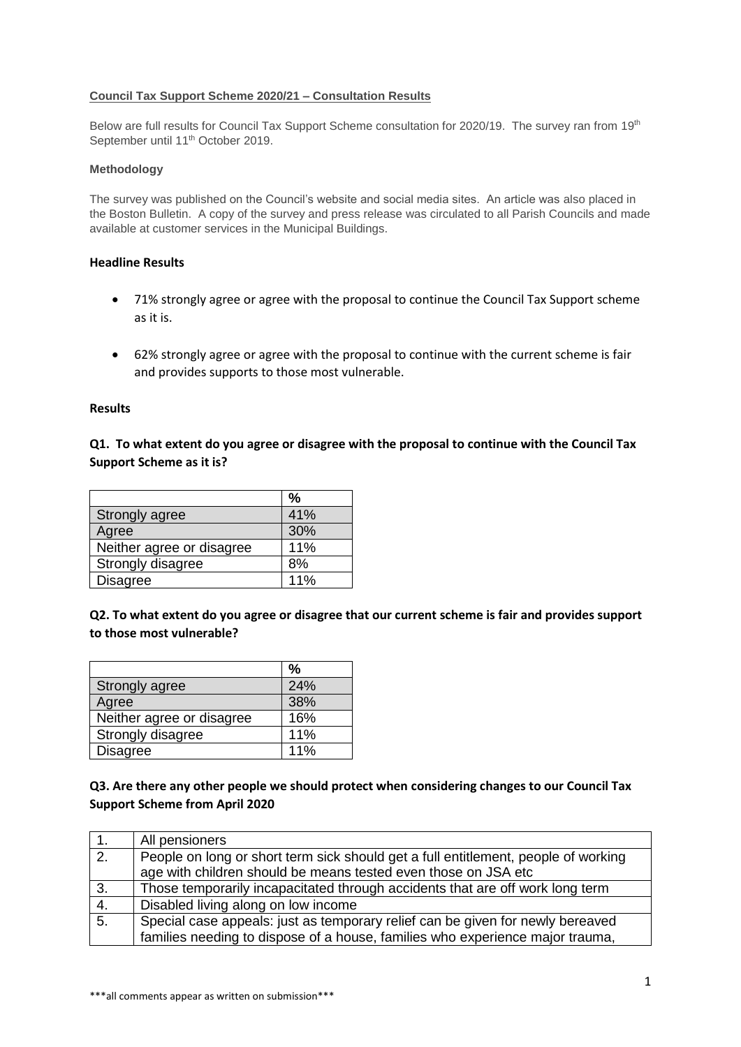**Council Tax Support Scheme 2020/21 – Consultation Results**

Below are full results for Council Tax Support Scheme consultation for 2020/19. The survey ran from 19th September until 11th October 2019.

**Methodology**

The survey was published on the Council's website and social media sites. An article was also placed in the Boston Bulletin. A copy of the survey and press release was circulated to all Parish Councils and made available at customer services in the Municipal Buildings.

**Headline Results**

- 71% strongly agree or agree with the proposal to continue the Council Tax Support scheme as it is.
- 62% strongly agree or agree with the proposal to continue with the current scheme is fair and provides supports to those most vulnerable.

**Results**

**Q1. To what extent do you agree or disagree with the proposal to continue with the Council Tax Support Scheme as it is?**

| | % |
|---|---|
| Strongly agree | 41% |
| Agree | 30% |
| Neither agree or disagree | 11% |
| Strongly disagree | 8% |
| Disagree | 11% |

**Q2. To what extent do you agree or disagree that our current scheme is fair and provides support to those most vulnerable?**

| | % |
|---|---|
| Strongly agree | 24% |
| Agree | 38% |
| Neither agree or disagree | 16% |
| Strongly disagree | 11% |
| Disagree | 11% |

**Q3. Are there any other people we should protect when considering changes to our Council Tax Support Scheme from April 2020**

| | |
|---|---|
| 1. | All pensioners |
| 2. | People on long or short term sick should get a full entitlement, people of working age with children should be means tested even those on JSA etc |
| 3. | Those temporarily incapacitated through accidents that are off work long term |
| 4. | Disabled living along on low income |
| 5. | Special case appeals: just as temporary relief can be given for newly bereaved families needing to dispose of a house, families who experience major trauma, |

***all comments appear as written on submission***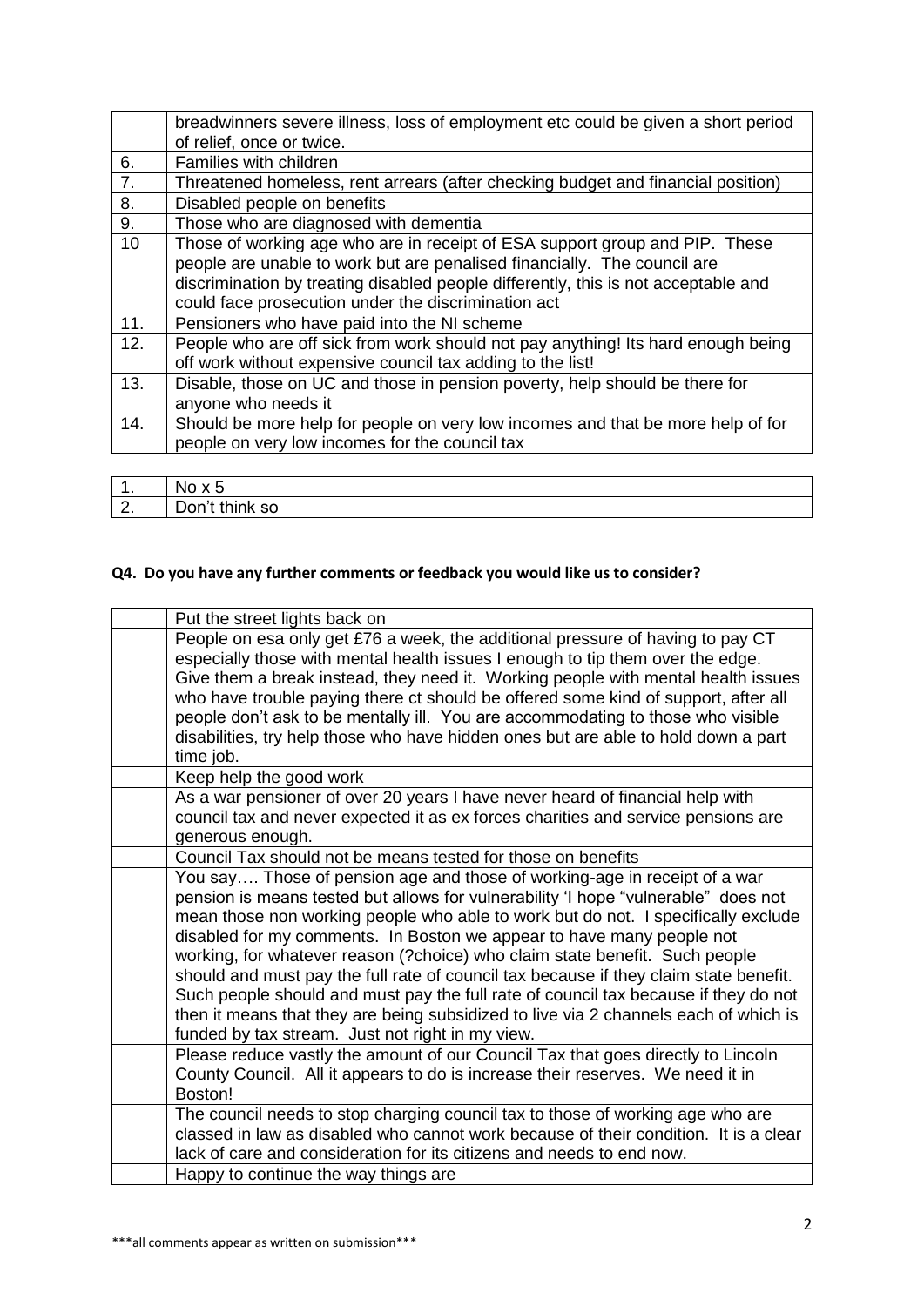| | |
|---|---|
| | breadwinners severe illness, loss of employment etc could be given a short period of relief, once or twice. |
| 6. | Families with children |
| 7. | Threatened homeless, rent arrears (after checking budget and financial position) |
| 8. | Disabled people on benefits |
| 9. | Those who are diagnosed with dementia |
| 10 | Those of working age who are in receipt of ESA support group and PIP. These people are unable to work but are penalised financially. The council are discrimination by treating disabled people differently, this is not acceptable and could face prosecution under the discrimination act |
| 11. | Pensioners who have paid into the NI scheme |
| 12. | People who are off sick from work should not pay anything! Its hard enough being off work without expensive council tax adding to the list! |
| 13. | Disable, those on UC and those in pension poverty, help should be there for anyone who needs it |
| 14. | Should be more help for people on very low incomes and that be more help of for people on very low incomes for the council tax |

| | |
|---|---|
| 1. | No x 5 |
| 2. | Don't think so |

**Q4. Do you have any further comments or feedback you would like us to consider?**

| | |
|---|---|
| | Put the street lights back on |
| | People on esa only get £76 a week, the additional pressure of having to pay CT especially those with mental health issues I enough to tip them over the edge. Give them a break instead, they need it. Working people with mental health issues who have trouble paying there ct should be offered some kind of support, after all people don't ask to be mentally ill. You are accommodating to those who visible disabilities, try help those who have hidden ones but are able to hold down a part time job. |
| | Keep help the good work |
| | As a war pensioner of over 20 years I have never heard of financial help with council tax and never expected it as ex forces charities and service pensions are generous enough. |
| | Council Tax should not be means tested for those on benefits |
| | You say…. Those of pension age and those of working-age in receipt of a war pension is means tested but allows for vulnerability 'I hope "vulnerable" does not mean those non working people who able to work but do not. I specifically exclude disabled for my comments. In Boston we appear to have many people not working, for whatever reason (?choice) who claim state benefit. Such people should and must pay the full rate of council tax because if they claim state benefit. Such people should and must pay the full rate of council tax because if they do not then it means that they are being subsidized to live via 2 channels each of which is funded by tax stream. Just not right in my view. |
| | Please reduce vastly the amount of our Council Tax that goes directly to Lincoln County Council. All it appears to do is increase their reserves. We need it in Boston! |
| | The council needs to stop charging council tax to those of working age who are classed in law as disabled who cannot work because of their condition. It is a clear lack of care and consideration for its citizens and needs to end now. |
| | Happy to continue the way things are |

\*\*\*all comments appear as written on submission\*\*\*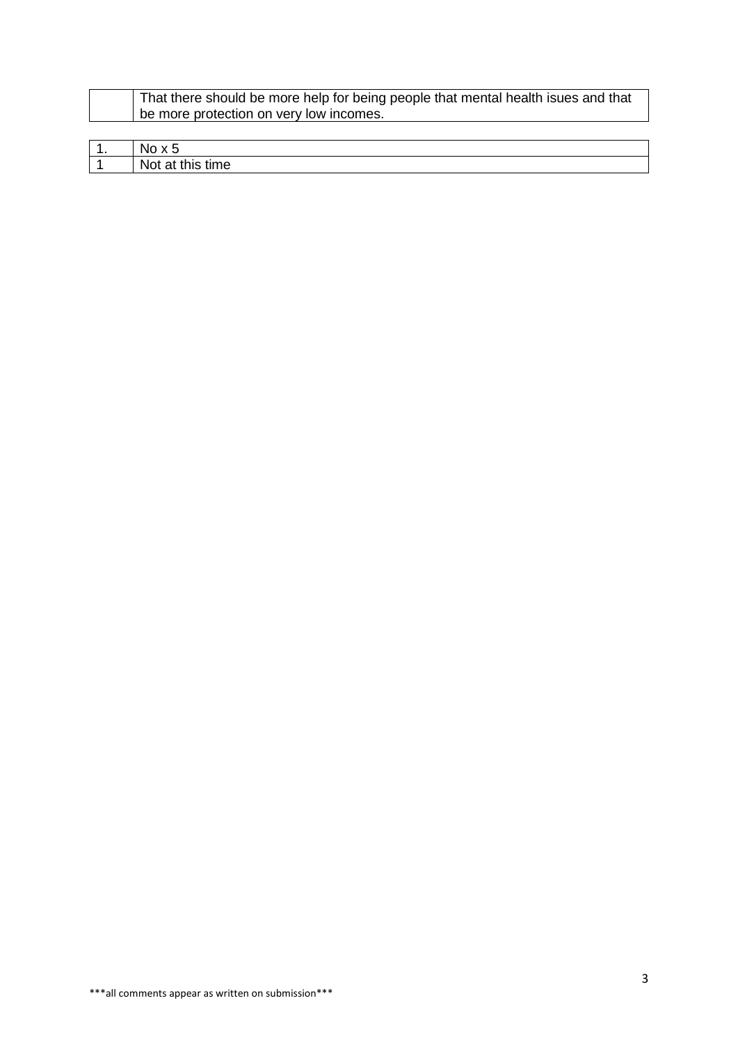| | |
|---|---|
| | That there should be more help for being people that mental health isues and that be more protection on very low incomes. |

| | |
|---|---|
| 1. | No x 5 |
| 1 | Not at this time |

***all comments appear as written on submission***